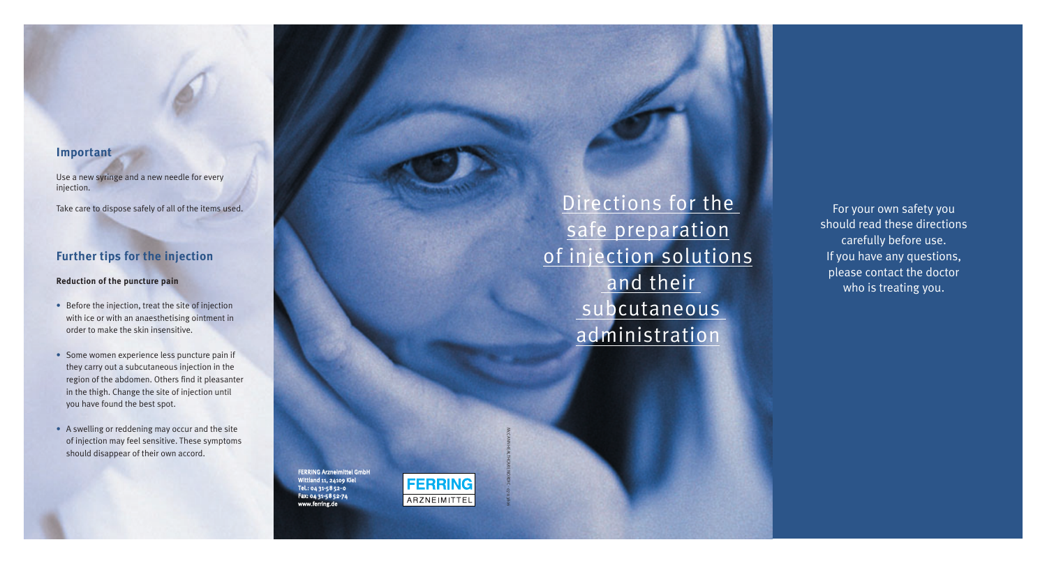## Important

Use a new syringe and a new needle for every injection.

Take care to dispose safely of all of the items used.

## Further tips for the injection

**Reduction of the puncture pain**

- Before the injection, treat the site of injection with ice or with an anaesthetising ointment in order to make the skin insensitive.
- Some women experience less puncture pain if they carry out a subcutaneous injection in the region of the abdomen. Others find it pleasanter in the thigh. Change the site of injection until you have found the best spot.
- A swelling or reddening may occur and the site of injection may feel sensitive. These symptoms should disappear of their own accord.

**FERRING Arzneimittel GmbH**
**Wittland 11, 24109 Kiel**
**Tel.: 04 31-58 52-0**
**Fax: 04 31-58 52-74**
**www.ferring.de**

FERRING ARZNEIMITTEL

# Directions for the safe preparation of injection solutions and their subcutaneous administration

For your own safety you should read these directions carefully before use. If you have any questions, please contact the doctor who is treating you.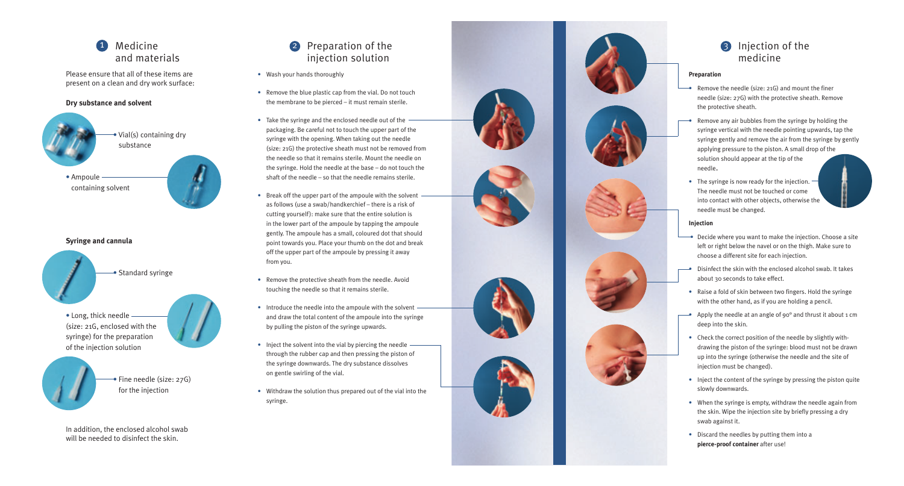## 1 Medicine and materials

Please ensure that all of these items are present on a clean and dry work surface:

**Dry substance and solvent**

- Vial(s) containing dry substance
- Ampoule containing solvent

**Syringe and cannula**

- Standard syringe
- Long, thick needle (size: 21G, enclosed with the syringe) for the preparation of the injection solution
- Fine needle (size: 27G) for the injection

In addition, the enclosed alcohol swab will be needed to disinfect the skin.

## 2 Preparation of the injection solution

- Wash your hands thoroughly
- Remove the blue plastic cap from the vial. Do not touch the membrane to be pierced – it must remain sterile.
- Take the syringe and the enclosed needle out of the packaging. Be careful not to touch the upper part of the syringe with the opening. When taking out the needle (size: 21G) the protective sheath must not be removed from the needle so that it remains sterile. Mount the needle on the syringe. Hold the needle at the base – do not touch the shaft of the needle – so that the needle remains sterile.
- Break off the upper part of the ampoule with the solvent as follows (use a swab/handkerchief – there is a risk of cutting yourself): make sure that the entire solution is in the lower part of the ampoule by tapping the ampoule gently. The ampoule has a small, coloured dot that should point towards you. Place your thumb on the dot and break off the upper part of the ampoule by pressing it away from you.
- Remove the protective sheath from the needle. Avoid touching the needle so that it remains sterile.
- Introduce the needle into the ampoule with the solvent and draw the total content of the ampoule into the syringe by pulling the piston of the syringe upwards.
- Inject the solvent into the vial by piercing the needle through the rubber cap and then pressing the piston of the syringe downwards. The dry substance dissolves on gentle swirling of the vial.
- Withdraw the solution thus prepared out of the vial into the syringe.

## 3 Injection of the medicine

**Preparation**

- Remove the needle (size: 21G) and mount the finer needle (size: 27G) with the protective sheath. Remove the protective sheath.
- Remove any air bubbles from the syringe by holding the syringe vertical with the needle pointing upwards, tap the syringe gently and remove the air from the syringe by gently applying pressure to the piston. A small drop of the solution should appear at the tip of the needle.
- The syringe is now ready for the injection. The needle must not be touched or come into contact with other objects, otherwise the needle must be changed.

**Injection**

- Decide where you want to make the injection. Choose a site left or right below the navel or on the thigh. Make sure to choose a different site for each injection.
- Disinfect the skin with the enclosed alcohol swab. It takes about 30 seconds to take effect.
- Raise a fold of skin between two fingers. Hold the syringe with the other hand, as if you are holding a pencil.
- Apply the needle at an angle of 90° and thrust it about 1 cm deep into the skin.
- Check the correct position of the needle by slightly withdrawing the piston of the syringe: blood must not be drawn up into the syringe (otherwise the needle and the site of injection must be changed).
- Inject the content of the syringe by pressing the piston quite slowly downwards.
- When the syringe is empty, withdraw the needle again from the skin. Wipe the injection site by briefly pressing a dry swab against it.
- Discard the needles by putting them into a **pierce-proof container** after use!